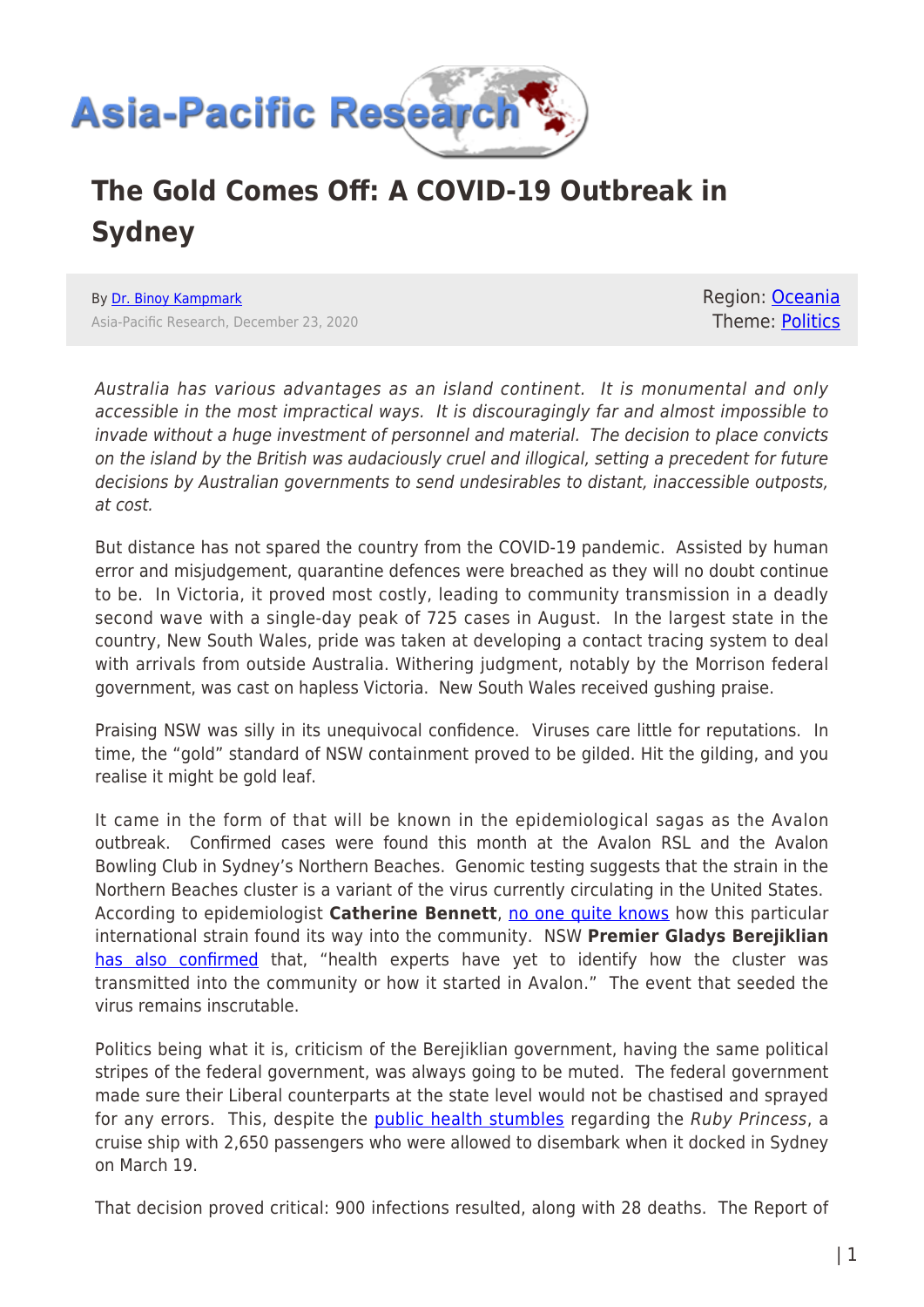# The Gold Comes Off: A COVID-19 Outbreak in Sydney

By Dr. Binoy Kampmark
Asia-Pacific Research, December 23, 2020

Region: Oceania
Theme: Politics

*Australia has various advantages as an island continent. It is monumental and only accessible in the most impractical ways. It is discouragingly far and almost impossible to invade without a huge investment of personnel and material. The decision to place convicts on the island by the British was audaciously cruel and illogical, setting a precedent for future decisions by Australian governments to send undesirables to distant, inaccessible outposts, at cost.*

But distance has not spared the country from the COVID-19 pandemic. Assisted by human error and misjudgement, quarantine defences were breached as they will no doubt continue to be. In Victoria, it proved most costly, leading to community transmission in a deadly second wave with a single-day peak of 725 cases in August. In the largest state in the country, New South Wales, pride was taken at developing a contact tracing system to deal with arrivals from outside Australia. Withering judgment, notably by the Morrison federal government, was cast on hapless Victoria. New South Wales received gushing praise.

Praising NSW was silly in its unequivocal confidence. Viruses care little for reputations. In time, the "gold" standard of NSW containment proved to be gilded. Hit the gilding, and you realise it might be gold leaf.

It came in the form of that will be known in the epidemiological sagas as the Avalon outbreak. Confirmed cases were found this month at the Avalon RSL and the Avalon Bowling Club in Sydney's Northern Beaches. Genomic testing suggests that the strain in the Northern Beaches cluster is a variant of the virus currently circulating in the United States. According to epidemiologist **Catherine Bennett**, no one quite knows how this particular international strain found its way into the community. NSW **Premier Gladys Berejiklian** has also confirmed that, "health experts have yet to identify how the cluster was transmitted into the community or how it started in Avalon." The event that seeded the virus remains inscrutable.

Politics being what it is, criticism of the Berejiklian government, having the same political stripes of the federal government, was always going to be muted. The federal government made sure their Liberal counterparts at the state level would not be chastised and sprayed for any errors. This, despite the public health stumbles regarding the *Ruby Princess*, a cruise ship with 2,650 passengers who were allowed to disembark when it docked in Sydney on March 19.

That decision proved critical: 900 infections resulted, along with 28 deaths. The Report of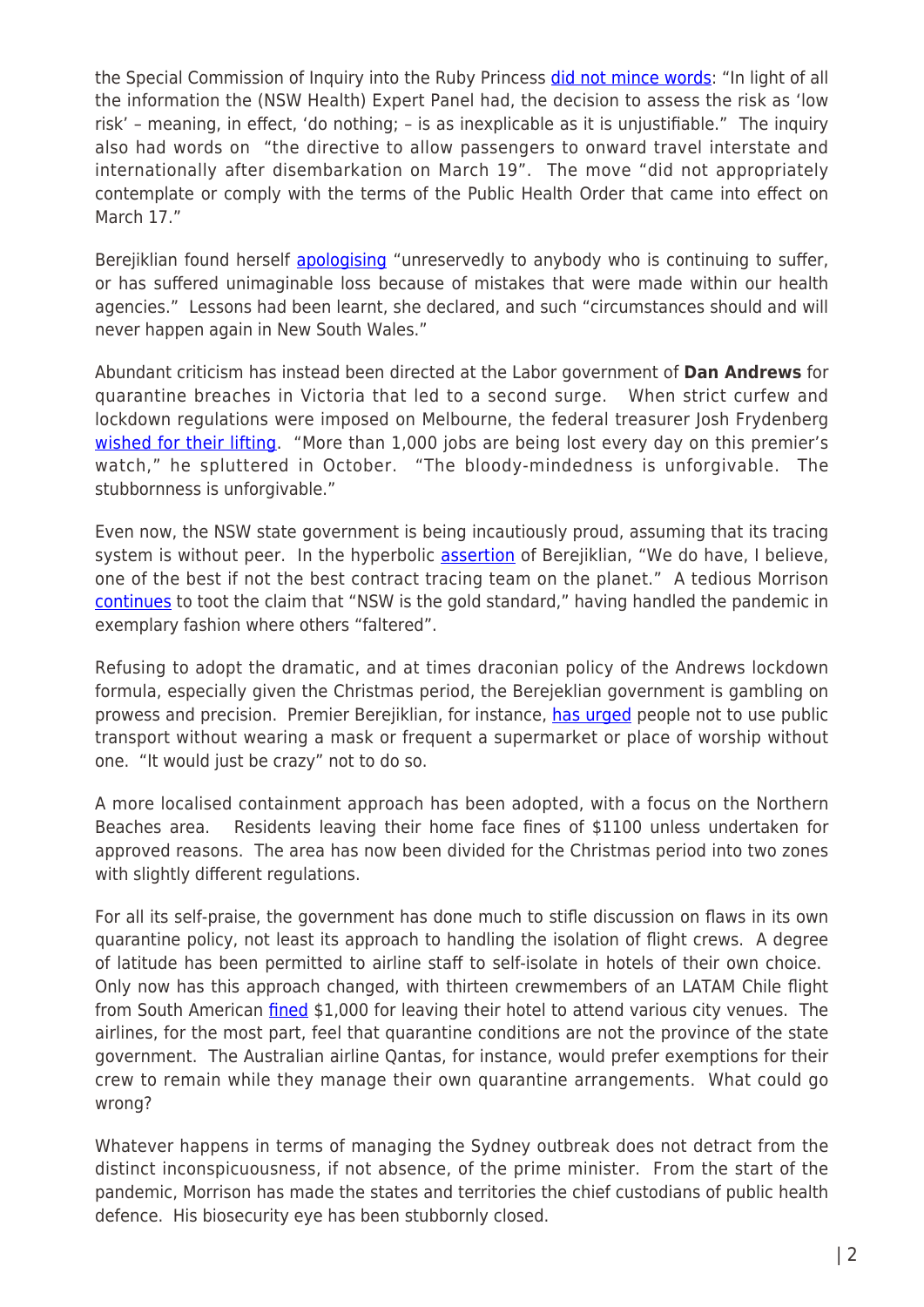the Special Commission of Inquiry into the Ruby Princess did not mince words: "In light of all the information the (NSW Health) Expert Panel had, the decision to assess the risk as 'low risk' – meaning, in effect, 'do nothing; – is as inexplicable as it is unjustifiable." The inquiry also had words on "the directive to allow passengers to onward travel interstate and internationally after disembarkation on March 19". The move "did not appropriately contemplate or comply with the terms of the Public Health Order that came into effect on March 17."

Berejiklian found herself apologising "unreservedly to anybody who is continuing to suffer, or has suffered unimaginable loss because of mistakes that were made within our health agencies." Lessons had been learnt, she declared, and such "circumstances should and will never happen again in New South Wales."

Abundant criticism has instead been directed at the Labor government of **Dan Andrews** for quarantine breaches in Victoria that led to a second surge. When strict curfew and lockdown regulations were imposed on Melbourne, the federal treasurer Josh Frydenberg wished for their lifting. "More than 1,000 jobs are being lost every day on this premier's watch," he spluttered in October. "The bloody-mindedness is unforgivable. The stubbornness is unforgivable."

Even now, the NSW state government is being incautiously proud, assuming that its tracing system is without peer. In the hyperbolic assertion of Berejiklian, "We do have, I believe, one of the best if not the best contract tracing team on the planet." A tedious Morrison continues to toot the claim that "NSW is the gold standard," having handled the pandemic in exemplary fashion where others "faltered".

Refusing to adopt the dramatic, and at times draconian policy of the Andrews lockdown formula, especially given the Christmas period, the Berejeklian government is gambling on prowess and precision. Premier Berejiklian, for instance, has urged people not to use public transport without wearing a mask or frequent a supermarket or place of worship without one. "It would just be crazy" not to do so.

A more localised containment approach has been adopted, with a focus on the Northern Beaches area. Residents leaving their home face fines of $1100 unless undertaken for approved reasons. The area has now been divided for the Christmas period into two zones with slightly different regulations.

For all its self-praise, the government has done much to stifle discussion on flaws in its own quarantine policy, not least its approach to handling the isolation of flight crews. A degree of latitude has been permitted to airline staff to self-isolate in hotels of their own choice. Only now has this approach changed, with thirteen crewmembers of an LATAM Chile flight from South American fined $1,000 for leaving their hotel to attend various city venues. The airlines, for the most part, feel that quarantine conditions are not the province of the state government. The Australian airline Qantas, for instance, would prefer exemptions for their crew to remain while they manage their own quarantine arrangements. What could go wrong?

Whatever happens in terms of managing the Sydney outbreak does not detract from the distinct inconspicuousness, if not absence, of the prime minister. From the start of the pandemic, Morrison has made the states and territories the chief custodians of public health defence. His biosecurity eye has been stubbornly closed.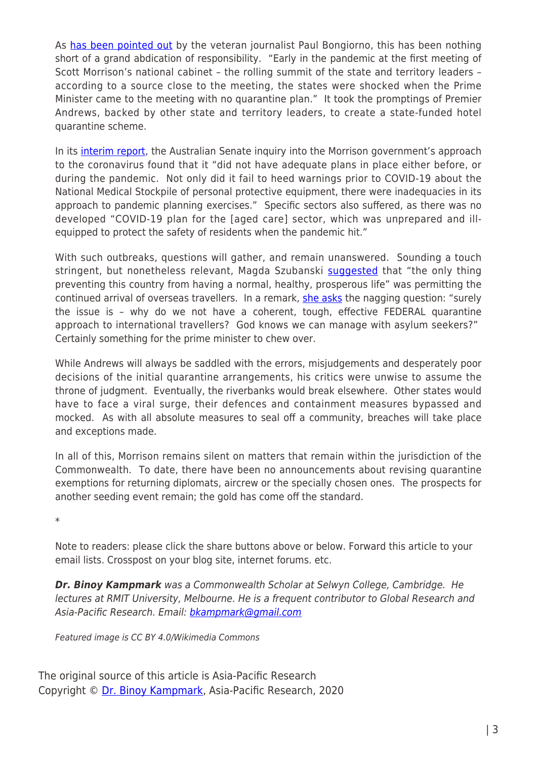As has been pointed out by the veteran journalist Paul Bongiorno, this has been nothing short of a grand abdication of responsibility. "Early in the pandemic at the first meeting of Scott Morrison's national cabinet – the rolling summit of the state and territory leaders – according to a source close to the meeting, the states were shocked when the Prime Minister came to the meeting with no quarantine plan." It took the promptings of Premier Andrews, backed by other state and territory leaders, to create a state-funded hotel quarantine scheme.

In its interim report, the Australian Senate inquiry into the Morrison government's approach to the coronavirus found that it "did not have adequate plans in place either before, or during the pandemic. Not only did it fail to heed warnings prior to COVID-19 about the National Medical Stockpile of personal protective equipment, there were inadequacies in its approach to pandemic planning exercises." Specific sectors also suffered, as there was no developed "COVID-19 plan for the [aged care] sector, which was unprepared and ill-equipped to protect the safety of residents when the pandemic hit."

With such outbreaks, questions will gather, and remain unanswered. Sounding a touch stringent, but nonetheless relevant, Magda Szubanski suggested that "the only thing preventing this country from having a normal, healthy, prosperous life" was permitting the continued arrival of overseas travellers. In a remark, she asks the nagging question: "surely the issue is – why do we not have a coherent, tough, effective FEDERAL quarantine approach to international travellers? God knows we can manage with asylum seekers?" Certainly something for the prime minister to chew over.

While Andrews will always be saddled with the errors, misjudgements and desperately poor decisions of the initial quarantine arrangements, his critics were unwise to assume the throne of judgment. Eventually, the riverbanks would break elsewhere. Other states would have to face a viral surge, their defences and containment measures bypassed and mocked. As with all absolute measures to seal off a community, breaches will take place and exceptions made.

In all of this, Morrison remains silent on matters that remain within the jurisdiction of the Commonwealth. To date, there have been no announcements about revising quarantine exemptions for returning diplomats, aircrew or the specially chosen ones. The prospects for another seeding event remain; the gold has come off the standard.

*

Note to readers: please click the share buttons above or below. Forward this article to your email lists. Crosspost on your blog site, internet forums. etc.

***Dr. Binoy Kampmark*** *was a Commonwealth Scholar at Selwyn College, Cambridge. He lectures at RMIT University, Melbourne. He is a frequent contributor to Global Research and Asia-Pacific Research. Email: bkampmark@gmail.com*

*Featured image is CC BY 4.0/Wikimedia Commons*

The original source of this article is Asia-Pacific Research
Copyright © Dr. Binoy Kampmark, Asia-Pacific Research, 2020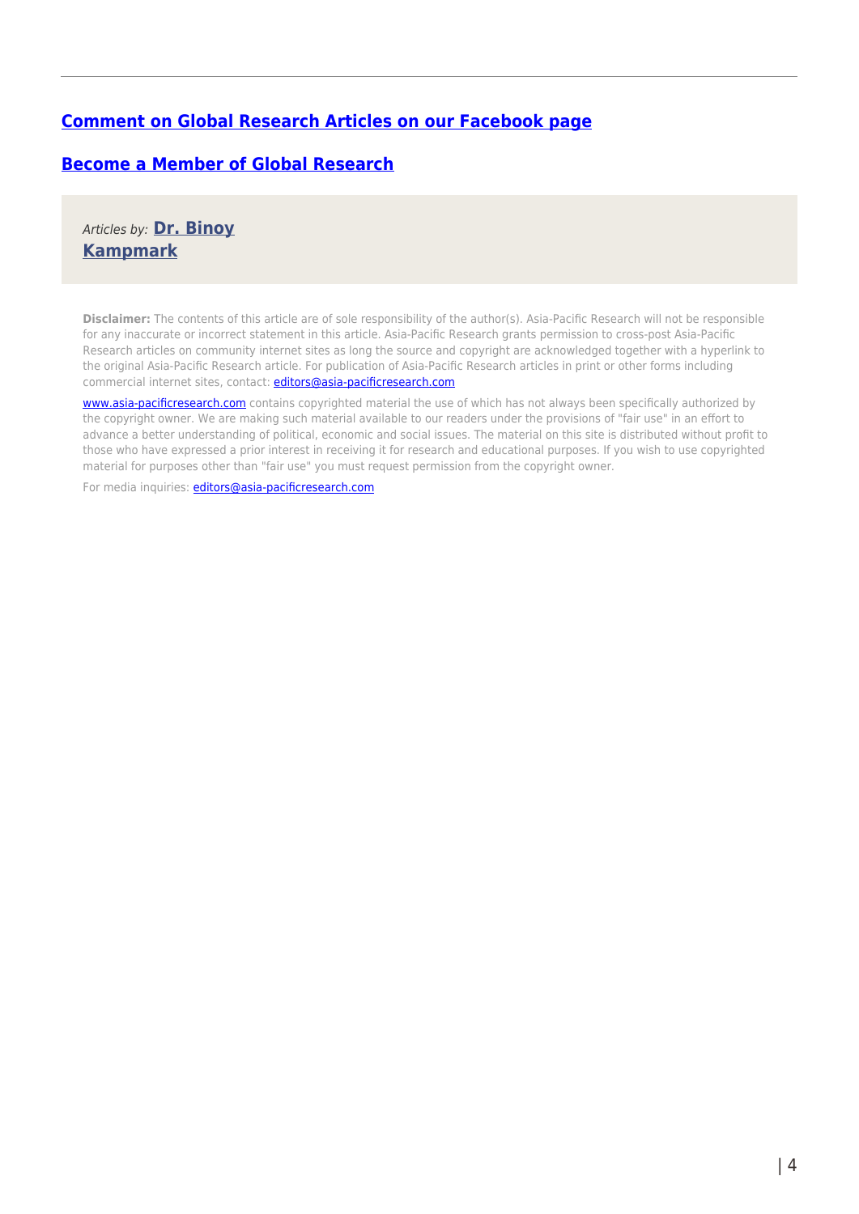---

**Comment on Global Research Articles on our Facebook page**

**Become a Member of Global Research**

*Articles by:* **Dr. Binoy Kampmark**

**Disclaimer:** The contents of this article are of sole responsibility of the author(s). Asia-Pacific Research will not be responsible for any inaccurate or incorrect statement in this article. Asia-Pacific Research grants permission to cross-post Asia-Pacific Research articles on community internet sites as long the source and copyright are acknowledged together with a hyperlink to the original Asia-Pacific Research article. For publication of Asia-Pacific Research articles in print or other forms including commercial internet sites, contact: editors@asia-pacificresearch.com

www.asia-pacificresearch.com contains copyrighted material the use of which has not always been specifically authorized by the copyright owner. We are making such material available to our readers under the provisions of "fair use" in an effort to advance a better understanding of political, economic and social issues. The material on this site is distributed without profit to those who have expressed a prior interest in receiving it for research and educational purposes. If you wish to use copyrighted material for purposes other than "fair use" you must request permission from the copyright owner.

For media inquiries: editors@asia-pacificresearch.com